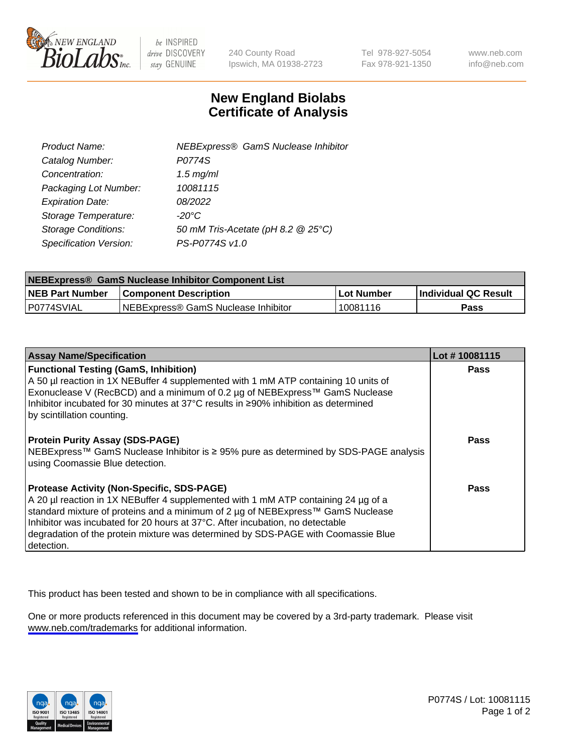# New England Biolabs
## Certificate of Analysis

| | |
|---|---|
| Product Name: | NEBExpress® GamS Nuclease Inhibitor |
| Catalog Number: | P0774S |
| Concentration: | 1.5 mg/ml |
| Packaging Lot Number: | 10081115 |
| Expiration Date: | 08/2022 |
| Storage Temperature: | -20°C |
| Storage Conditions: | 50 mM Tris-Acetate (pH 8.2 @ 25°C) |
| Specification Version: | PS-P0774S v1.0 |

| NEBExpress® GamS Nuclease Inhibitor Component List | | | |
|---|---|---|---|
| **NEB Part Number** | **Component Description** | **Lot Number** | **Individual QC Result** |
| P0774SVIAL | NEBExpress® GamS Nuclease Inhibitor | 10081116 | **Pass** |

| Assay Name/Specification | Lot # 10081115 |
|---|---|
| **Functional Testing (GamS, Inhibition)**<br>A 50 µl reaction in 1X NEBuffer 4 supplemented with 1 mM ATP containing 10 units of Exonuclease V (RecBCD) and a minimum of 0.2 µg of NEBExpress™ GamS Nuclease Inhibitor incubated for 30 minutes at 37°C results in ≥90% inhibition as determined by scintillation counting. | **Pass** |
| **Protein Purity Assay (SDS-PAGE)**<br>NEBExpress™ GamS Nuclease Inhibitor is ≥ 95% pure as determined by SDS-PAGE analysis using Coomassie Blue detection. | **Pass** |
| **Protease Activity (Non-Specific, SDS-PAGE)**<br>A 20 µl reaction in 1X NEBuffer 4 supplemented with 1 mM ATP containing 24 µg of a standard mixture of proteins and a minimum of 2 µg of NEBExpress™ GamS Nuclease Inhibitor was incubated for 20 hours at 37°C. After incubation, no detectable degradation of the protein mixture was determined by SDS-PAGE with Coomassie Blue detection. | **Pass** |

This product has been tested and shown to be in compliance with all specifications.

One or more products referenced in this document may be covered by a 3rd-party trademark. Please visit www.neb.com/trademarks for additional information.

P0774S / Lot: 10081115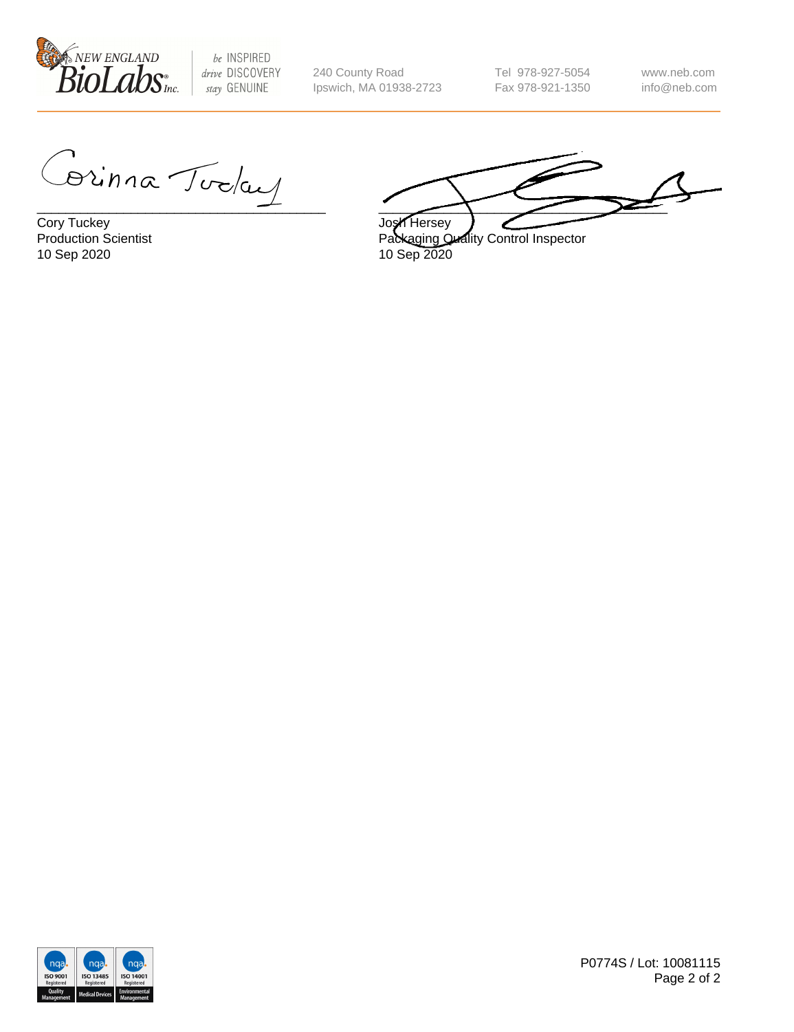Cory Tuckey
Production Scientist
10 Sep 2020

Josh Hersey
Packaging Quality Control Inspector
10 Sep 2020

P0774S / Lot: 10081115